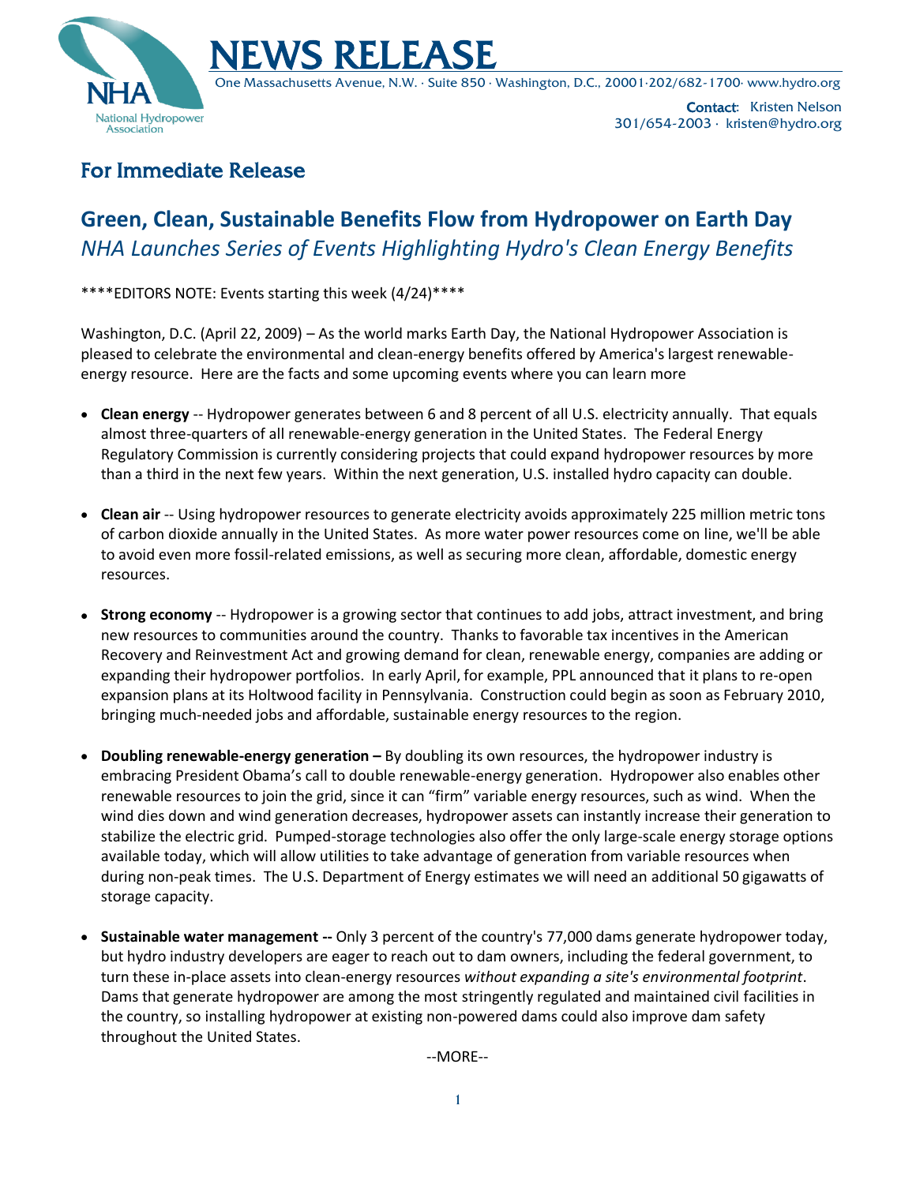# NEWS RELEASE

One Massachusetts Avenue, N.W. · Suite 850 · Washington, D.C., 20001·202/682-1700· www.hydro.org

NHA National Hydropower Association

**Contact:** Kristen Nelson
301/654-2003 · kristen@hydro.org

## For Immediate Release

## Green, Clean, Sustainable Benefits Flow from Hydropower on Earth Day

### *NHA Launches Series of Events Highlighting Hydro's Clean Energy Benefits*

****EDITORS NOTE: Events starting this week (4/24)****

Washington, D.C. (April 22, 2009) – As the world marks Earth Day, the National Hydropower Association is pleased to celebrate the environmental and clean-energy benefits offered by America's largest renewable-energy resource. Here are the facts and some upcoming events where you can learn more

- **Clean energy** -- Hydropower generates between 6 and 8 percent of all U.S. electricity annually. That equals almost three-quarters of all renewable-energy generation in the United States. The Federal Energy Regulatory Commission is currently considering projects that could expand hydropower resources by more than a third in the next few years. Within the next generation, U.S. installed hydro capacity can double.

- **Clean air** -- Using hydropower resources to generate electricity avoids approximately 225 million metric tons of carbon dioxide annually in the United States. As more water power resources come on line, we'll be able to avoid even more fossil-related emissions, as well as securing more clean, affordable, domestic energy resources.

- **Strong economy** -- Hydropower is a growing sector that continues to add jobs, attract investment, and bring new resources to communities around the country. Thanks to favorable tax incentives in the American Recovery and Reinvestment Act and growing demand for clean, renewable energy, companies are adding or expanding their hydropower portfolios. In early April, for example, PPL announced that it plans to re-open expansion plans at its Holtwood facility in Pennsylvania. Construction could begin as soon as February 2010, bringing much-needed jobs and affordable, sustainable energy resources to the region.

- **Doubling renewable-energy generation –** By doubling its own resources, the hydropower industry is embracing President Obama's call to double renewable-energy generation. Hydropower also enables other renewable resources to join the grid, since it can "firm" variable energy resources, such as wind. When the wind dies down and wind generation decreases, hydropower assets can instantly increase their generation to stabilize the electric grid. Pumped-storage technologies also offer the only large-scale energy storage options available today, which will allow utilities to take advantage of generation from variable resources when during non-peak times. The U.S. Department of Energy estimates we will need an additional 50 gigawatts of storage capacity.

- **Sustainable water management --** Only 3 percent of the country's 77,000 dams generate hydropower today, but hydro industry developers are eager to reach out to dam owners, including the federal government, to turn these in-place assets into clean-energy resources *without expanding a site's environmental footprint*. Dams that generate hydropower are among the most stringently regulated and maintained civil facilities in the country, so installing hydropower at existing non-powered dams could also improve dam safety throughout the United States.

--MORE--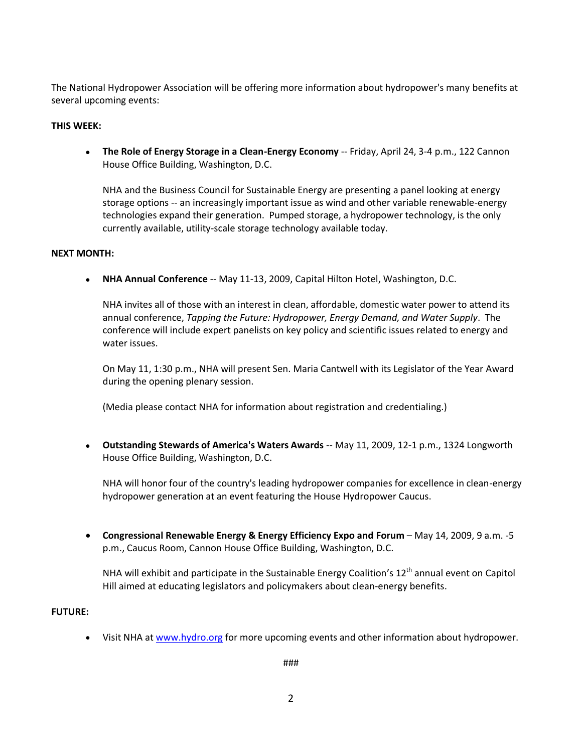The National Hydropower Association will be offering more information about hydropower's many benefits at several upcoming events:

**THIS WEEK:**

- **The Role of Energy Storage in a Clean-Energy Economy** -- Friday, April 24, 3-4 p.m., 122 Cannon House Office Building, Washington, D.C.

  NHA and the Business Council for Sustainable Energy are presenting a panel looking at energy storage options -- an increasingly important issue as wind and other variable renewable-energy technologies expand their generation. Pumped storage, a hydropower technology, is the only currently available, utility-scale storage technology available today.

**NEXT MONTH:**

- **NHA Annual Conference** -- May 11-13, 2009, Capital Hilton Hotel, Washington, D.C.

  NHA invites all of those with an interest in clean, affordable, domestic water power to attend its annual conference, *Tapping the Future: Hydropower, Energy Demand, and Water Supply*. The conference will include expert panelists on key policy and scientific issues related to energy and water issues.

  On May 11, 1:30 p.m., NHA will present Sen. Maria Cantwell with its Legislator of the Year Award during the opening plenary session.

  (Media please contact NHA for information about registration and credentialing.)

- **Outstanding Stewards of America's Waters Awards** -- May 11, 2009, 12-1 p.m., 1324 Longworth House Office Building, Washington, D.C.

  NHA will honor four of the country's leading hydropower companies for excellence in clean-energy hydropower generation at an event featuring the House Hydropower Caucus.

- **Congressional Renewable Energy & Energy Efficiency Expo and Forum** – May 14, 2009, 9 a.m. -5 p.m., Caucus Room, Cannon House Office Building, Washington, D.C.

  NHA will exhibit and participate in the Sustainable Energy Coalition's 12th annual event on Capitol Hill aimed at educating legislators and policymakers about clean-energy benefits.

**FUTURE:**

- Visit NHA at www.hydro.org for more upcoming events and other information about hydropower.

###